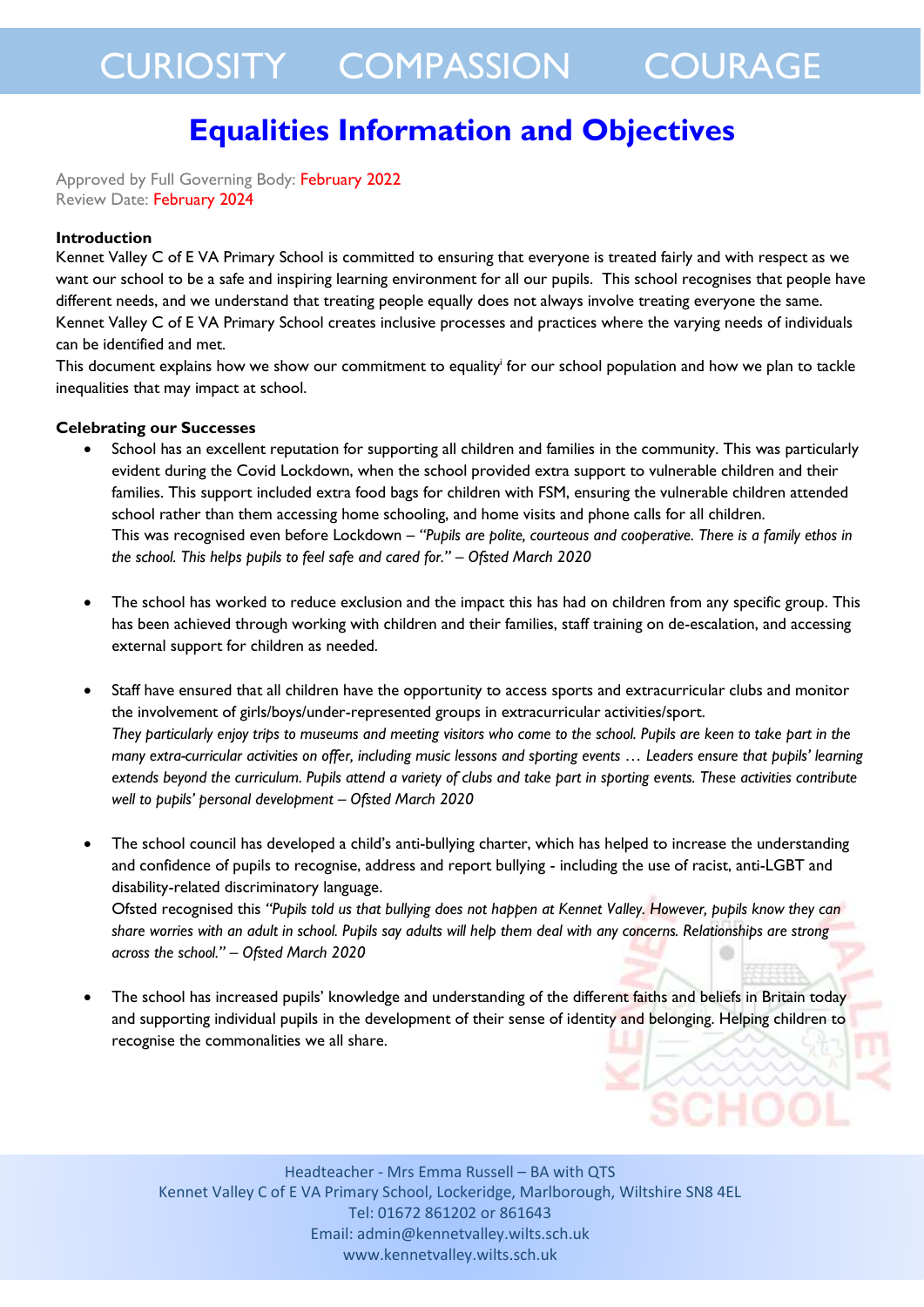CURIOSITY COMPASSION COURAGE

# Equalities Information and Objectives

Approved by Full Governing Body: February 2022
Review Date: February 2024

**Introduction**

Kennet Valley C of E VA Primary School is committed to ensuring that everyone is treated fairly and with respect as we want our school to be a safe and inspiring learning environment for all our pupils. This school recognises that people have different needs, and we understand that treating people equally does not always involve treating everyone the same. Kennet Valley C of E VA Primary School creates inclusive processes and practices where the varying needs of individuals can be identified and met.

This document explains how we show our commitment to equality[i] for our school population and how we plan to tackle inequalities that may impact at school.

**Celebrating our Successes**

- School has an excellent reputation for supporting all children and families in the community. This was particularly evident during the Covid Lockdown, when the school provided extra support to vulnerable children and their families. This support included extra food bags for children with FSM, ensuring the vulnerable children attended school rather than them accessing home schooling, and home visits and phone calls for all children.
  This was recognised even before Lockdown – *"Pupils are polite, courteous and cooperative. There is a family ethos in the school. This helps pupils to feel safe and cared for." – Ofsted March 2020*

- The school has worked to reduce exclusion and the impact this has had on children from any specific group. This has been achieved through working with children and their families, staff training on de-escalation, and accessing external support for children as needed.

- Staff have ensured that all children have the opportunity to access sports and extracurricular clubs and monitor the involvement of girls/boys/under-represented groups in extracurricular activities/sport.
  *They particularly enjoy trips to museums and meeting visitors who come to the school. Pupils are keen to take part in the many extra-curricular activities on offer, including music lessons and sporting events … Leaders ensure that pupils' learning extends beyond the curriculum. Pupils attend a variety of clubs and take part in sporting events. These activities contribute well to pupils' personal development – Ofsted March 2020*

- The school council has developed a child's anti-bullying charter, which has helped to increase the understanding and confidence of pupils to recognise, address and report bullying - including the use of racist, anti-LGBT and disability-related discriminatory language.
  Ofsted recognised this *"Pupils told us that bullying does not happen at Kennet Valley. However, pupils know they can share worries with an adult in school. Pupils say adults will help them deal with any concerns. Relationships are strong across the school." – Ofsted March 2020*

- The school has increased pupils' knowledge and understanding of the different faiths and beliefs in Britain today and supporting individual pupils in the development of their sense of identity and belonging. Helping children to recognise the commonalities we all share.

Headteacher - Mrs Emma Russell – BA with QTS
Kennet Valley C of E VA Primary School, Lockeridge, Marlborough, Wiltshire SN8 4EL
Tel: 01672 861202 or 861643
Email: admin@kennetvalley.wilts.sch.uk
www.kennetvalley.wilts.sch.uk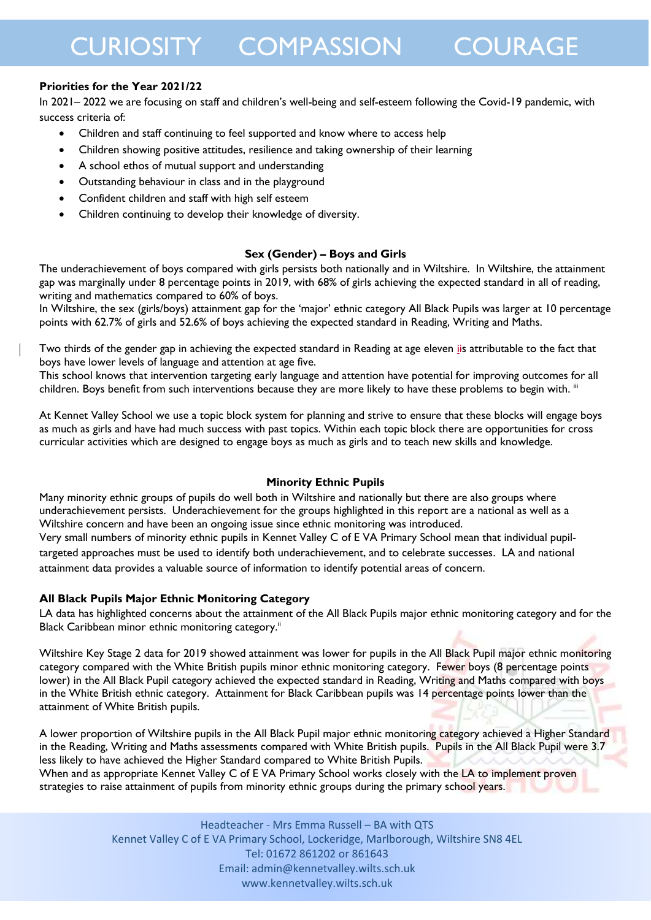**Priorities for the Year 2021/22**

In 2021– 2022 we are focusing on staff and children's well-being and self-esteem following the Covid-19 pandemic, with success criteria of:

- Children and staff continuing to feel supported and know where to access help
- Children showing positive attitudes, resilience and taking ownership of their learning
- A school ethos of mutual support and understanding
- Outstanding behaviour in class and in the playground
- Confident children and staff with high self esteem
- Children continuing to develop their knowledge of diversity.

### Sex (Gender) – Boys and Girls

The underachievement of boys compared with girls persists both nationally and in Wiltshire. In Wiltshire, the attainment gap was marginally under 8 percentage points in 2019, with 68% of girls achieving the expected standard in all of reading, writing and mathematics compared to 60% of boys.

In Wiltshire, the sex (girls/boys) attainment gap for the 'major' ethnic category All Black Pupils was larger at 10 percentage points with 62.7% of girls and 52.6% of boys achieving the expected standard in Reading, Writing and Maths.

Two thirds of the gender gap in achieving the expected standard in Reading at age eleven is attributable to the fact that boys have lower levels of language and attention at age five.

This school knows that intervention targeting early language and attention have potential for improving outcomes for all children. Boys benefit from such interventions because they are more likely to have these problems to begin with. [iii]

At Kennet Valley School we use a topic block system for planning and strive to ensure that these blocks will engage boys as much as girls and have had much success with past topics. Within each topic block there are opportunities for cross curricular activities which are designed to engage boys as much as girls and to teach new skills and knowledge.

### Minority Ethnic Pupils

Many minority ethnic groups of pupils do well both in Wiltshire and nationally but there are also groups where underachievement persists. Underachievement for the groups highlighted in this report are a national as well as a Wiltshire concern and have been an ongoing issue since ethnic monitoring was introduced.

Very small numbers of minority ethnic pupils in Kennet Valley C of E VA Primary School mean that individual pupil-targeted approaches must be used to identify both underachievement, and to celebrate successes. LA and national attainment data provides a valuable source of information to identify potential areas of concern.

**All Black Pupils Major Ethnic Monitoring Category**

LA data has highlighted concerns about the attainment of the All Black Pupils major ethnic monitoring category and for the Black Caribbean minor ethnic monitoring category.[ii]

Wiltshire Key Stage 2 data for 2019 showed attainment was lower for pupils in the All Black Pupil major ethnic monitoring category compared with the White British pupils minor ethnic monitoring category. Fewer boys (8 percentage points lower) in the All Black Pupil category achieved the expected standard in Reading, Writing and Maths compared with boys in the White British ethnic category. Attainment for Black Caribbean pupils was 14 percentage points lower than the attainment of White British pupils.

A lower proportion of Wiltshire pupils in the All Black Pupil major ethnic monitoring category achieved a Higher Standard in the Reading, Writing and Maths assessments compared with White British pupils. Pupils in the All Black Pupil were 3.7 less likely to have achieved the Higher Standard compared to White British Pupils.

When and as appropriate Kennet Valley C of E VA Primary School works closely with the LA to implement proven strategies to raise attainment of pupils from minority ethnic groups during the primary school years.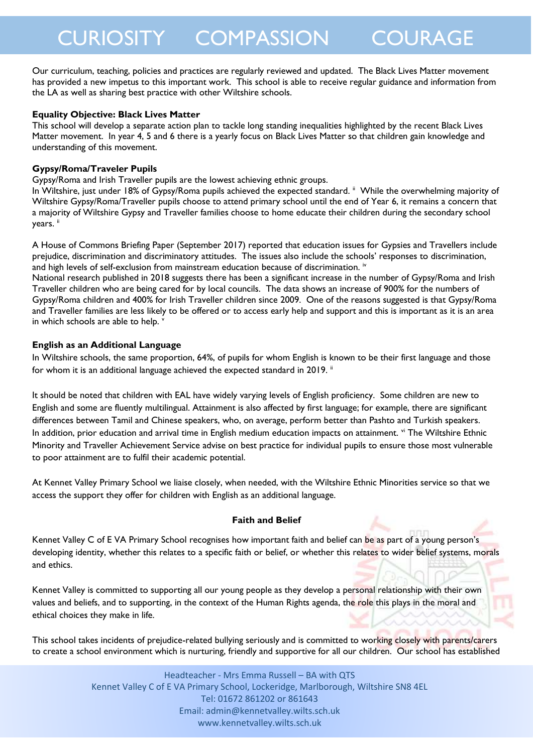Our curriculum, teaching, policies and practices are regularly reviewed and updated. The Black Lives Matter movement has provided a new impetus to this important work. This school is able to receive regular guidance and information from the LA as well as sharing best practice with other Wiltshire schools.

**Equality Objective: Black Lives Matter**

This school will develop a separate action plan to tackle long standing inequalities highlighted by the recent Black Lives Matter movement. In year 4, 5 and 6 there is a yearly focus on Black Lives Matter so that children gain knowledge and understanding of this movement.

**Gypsy/Roma/Traveler Pupils**

Gypsy/Roma and Irish Traveller pupils are the lowest achieving ethnic groups.

In Wiltshire, just under 18% of Gypsy/Roma pupils achieved the expected standard. [ii] While the overwhelming majority of Wiltshire Gypsy/Roma/Traveller pupils choose to attend primary school until the end of Year 6, it remains a concern that a majority of Wiltshire Gypsy and Traveller families choose to home educate their children during the secondary school years. [ii]

A House of Commons Briefing Paper (September 2017) reported that education issues for Gypsies and Travellers include prejudice, discrimination and discriminatory attitudes. The issues also include the schools' responses to discrimination, and high levels of self-exclusion from mainstream education because of discrimination. [iv]

National research published in 2018 suggests there has been a significant increase in the number of Gypsy/Roma and Irish Traveller children who are being cared for by local councils. The data shows an increase of 900% for the numbers of Gypsy/Roma children and 400% for Irish Traveller children since 2009. One of the reasons suggested is that Gypsy/Roma and Traveller families are less likely to be offered or to access early help and support and this is important as it is an area in which schools are able to help. [v]

**English as an Additional Language**

In Wiltshire schools, the same proportion, 64%, of pupils for whom English is known to be their first language and those for whom it is an additional language achieved the expected standard in 2019. [ii]

It should be noted that children with EAL have widely varying levels of English proficiency. Some children are new to English and some are fluently multilingual. Attainment is also affected by first language; for example, there are significant differences between Tamil and Chinese speakers, who, on average, perform better than Pashto and Turkish speakers. In addition, prior education and arrival time in English medium education impacts on attainment. [vi] The Wiltshire Ethnic Minority and Traveller Achievement Service advise on best practice for individual pupils to ensure those most vulnerable to poor attainment are to fulfil their academic potential.

At Kennet Valley Primary School we liaise closely, when needed, with the Wiltshire Ethnic Minorities service so that we access the support they offer for children with English as an additional language.

**Faith and Belief**

Kennet Valley C of E VA Primary School recognises how important faith and belief can be as part of a young person's developing identity, whether this relates to a specific faith or belief, or whether this relates to wider belief systems, morals and ethics.

Kennet Valley is committed to supporting all our young people as they develop a personal relationship with their own values and beliefs, and to supporting, in the context of the Human Rights agenda, the role this plays in the moral and ethical choices they make in life.

This school takes incidents of prejudice-related bullying seriously and is committed to working closely with parents/carers to create a school environment which is nurturing, friendly and supportive for all our children. Our school has established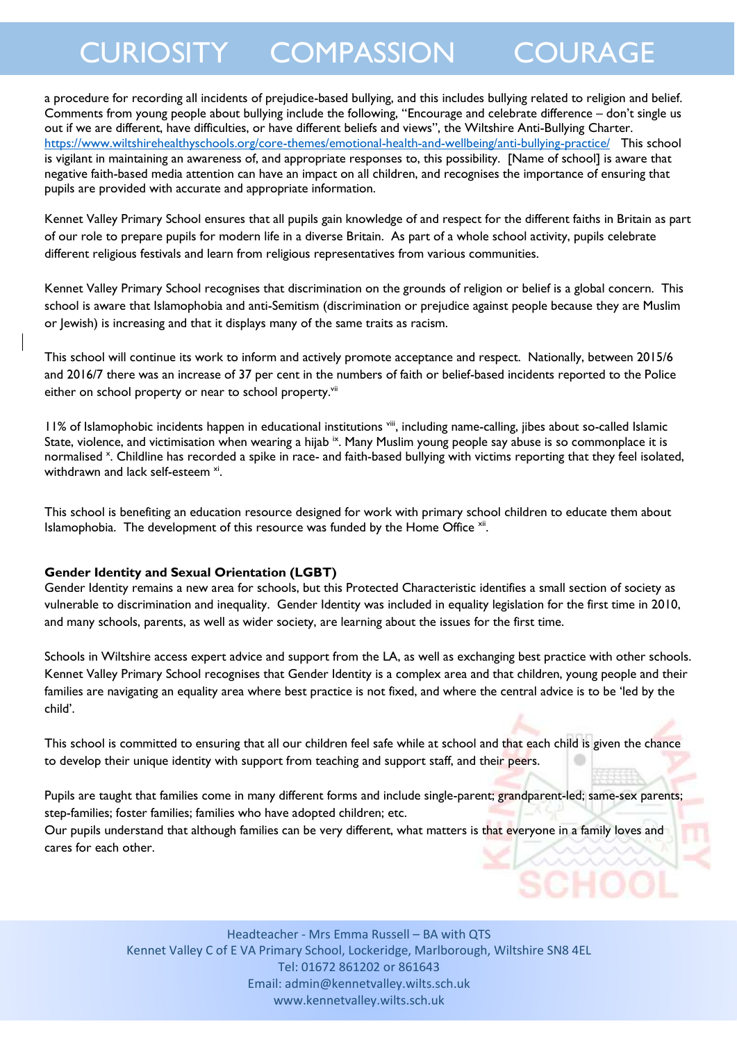a procedure for recording all incidents of prejudice-based bullying, and this includes bullying related to religion and belief. Comments from young people about bullying include the following, "Encourage and celebrate difference – don't single us out if we are different, have difficulties, or have different beliefs and views", the Wiltshire Anti-Bullying Charter. https://www.wiltshirehealthyschools.org/core-themes/emotional-health-and-wellbeing/anti-bullying-practice/ This school is vigilant in maintaining an awareness of, and appropriate responses to, this possibility. [Name of school] is aware that negative faith-based media attention can have an impact on all children, and recognises the importance of ensuring that pupils are provided with accurate and appropriate information.

Kennet Valley Primary School ensures that all pupils gain knowledge of and respect for the different faiths in Britain as part of our role to prepare pupils for modern life in a diverse Britain. As part of a whole school activity, pupils celebrate different religious festivals and learn from religious representatives from various communities.

Kennet Valley Primary School recognises that discrimination on the grounds of religion or belief is a global concern. This school is aware that Islamophobia and anti-Semitism (discrimination or prejudice against people because they are Muslim or Jewish) is increasing and that it displays many of the same traits as racism.

This school will continue its work to inform and actively promote acceptance and respect. Nationally, between 2015/6 and 2016/7 there was an increase of 37 per cent in the numbers of faith or belief-based incidents reported to the Police either on school property or near to school property.[vii]

11% of Islamophobic incidents happen in educational institutions [viii], including name-calling, jibes about so-called Islamic State, violence, and victimisation when wearing a hijab [ix]. Many Muslim young people say abuse is so commonplace it is normalised [x]. Childline has recorded a spike in race- and faith-based bullying with victims reporting that they feel isolated, withdrawn and lack self-esteem [xi].

This school is benefiting an education resource designed for work with primary school children to educate them about Islamophobia. The development of this resource was funded by the Home Office [xii].

**Gender Identity and Sexual Orientation (LGBT)**
Gender Identity remains a new area for schools, but this Protected Characteristic identifies a small section of society as vulnerable to discrimination and inequality. Gender Identity was included in equality legislation for the first time in 2010, and many schools, parents, as well as wider society, are learning about the issues for the first time.

Schools in Wiltshire access expert advice and support from the LA, as well as exchanging best practice with other schools. Kennet Valley Primary School recognises that Gender Identity is a complex area and that children, young people and their families are navigating an equality area where best practice is not fixed, and where the central advice is to be 'led by the child'.

This school is committed to ensuring that all our children feel safe while at school and that each child is given the chance to develop their unique identity with support from teaching and support staff, and their peers.

Pupils are taught that families come in many different forms and include single-parent; grandparent-led; same-sex parents; step-families; foster families; families who have adopted children; etc.
Our pupils understand that although families can be very different, what matters is that everyone in a family loves and cares for each other.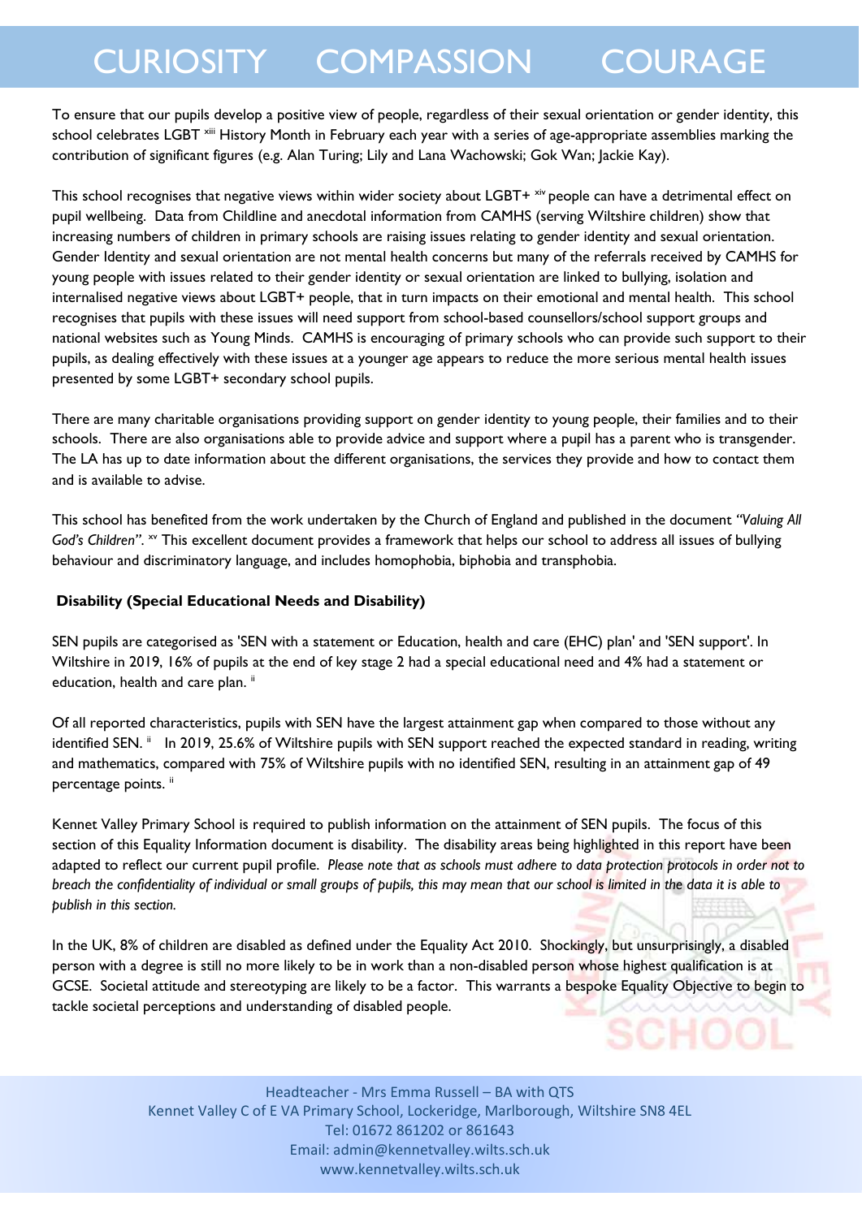To ensure that our pupils develop a positive view of people, regardless of their sexual orientation or gender identity, this school celebrates LGBT [xiii] History Month in February each year with a series of age-appropriate assemblies marking the contribution of significant figures (e.g. Alan Turing; Lily and Lana Wachowski; Gok Wan; Jackie Kay).

This school recognises that negative views within wider society about LGBT+ [xiv] people can have a detrimental effect on pupil wellbeing. Data from Childline and anecdotal information from CAMHS (serving Wiltshire children) show that increasing numbers of children in primary schools are raising issues relating to gender identity and sexual orientation. Gender Identity and sexual orientation are not mental health concerns but many of the referrals received by CAMHS for young people with issues related to their gender identity or sexual orientation are linked to bullying, isolation and internalised negative views about LGBT+ people, that in turn impacts on their emotional and mental health. This school recognises that pupils with these issues will need support from school-based counsellors/school support groups and national websites such as Young Minds. CAMHS is encouraging of primary schools who can provide such support to their pupils, as dealing effectively with these issues at a younger age appears to reduce the more serious mental health issues presented by some LGBT+ secondary school pupils.

There are many charitable organisations providing support on gender identity to young people, their families and to their schools. There are also organisations able to provide advice and support where a pupil has a parent who is transgender. The LA has up to date information about the different organisations, the services they provide and how to contact them and is available to advise.

This school has benefited from the work undertaken by the Church of England and published in the document *"Valuing All God's Children"*. [xv] This excellent document provides a framework that helps our school to address all issues of bullying behaviour and discriminatory language, and includes homophobia, biphobia and transphobia.

**Disability (Special Educational Needs and Disability)**

SEN pupils are categorised as 'SEN with a statement or Education, health and care (EHC) plan' and 'SEN support'. In Wiltshire in 2019, 16% of pupils at the end of key stage 2 had a special educational need and 4% had a statement or education, health and care plan. [ii]

Of all reported characteristics, pupils with SEN have the largest attainment gap when compared to those without any identified SEN. [ii] In 2019, 25.6% of Wiltshire pupils with SEN support reached the expected standard in reading, writing and mathematics, compared with 75% of Wiltshire pupils with no identified SEN, resulting in an attainment gap of 49 percentage points. [ii]

Kennet Valley Primary School is required to publish information on the attainment of SEN pupils. The focus of this section of this Equality Information document is disability. The disability areas being highlighted in this report have been adapted to reflect our current pupil profile. *Please note that as schools must adhere to data protection protocols in order not to breach the confidentiality of individual or small groups of pupils, this may mean that our school is limited in the data it is able to publish in this section.*

In the UK, 8% of children are disabled as defined under the Equality Act 2010. Shockingly, but unsurprisingly, a disabled person with a degree is still no more likely to be in work than a non-disabled person whose highest qualification is at GCSE. Societal attitude and stereotyping are likely to be a factor. This warrants a bespoke Equality Objective to begin to tackle societal perceptions and understanding of disabled people.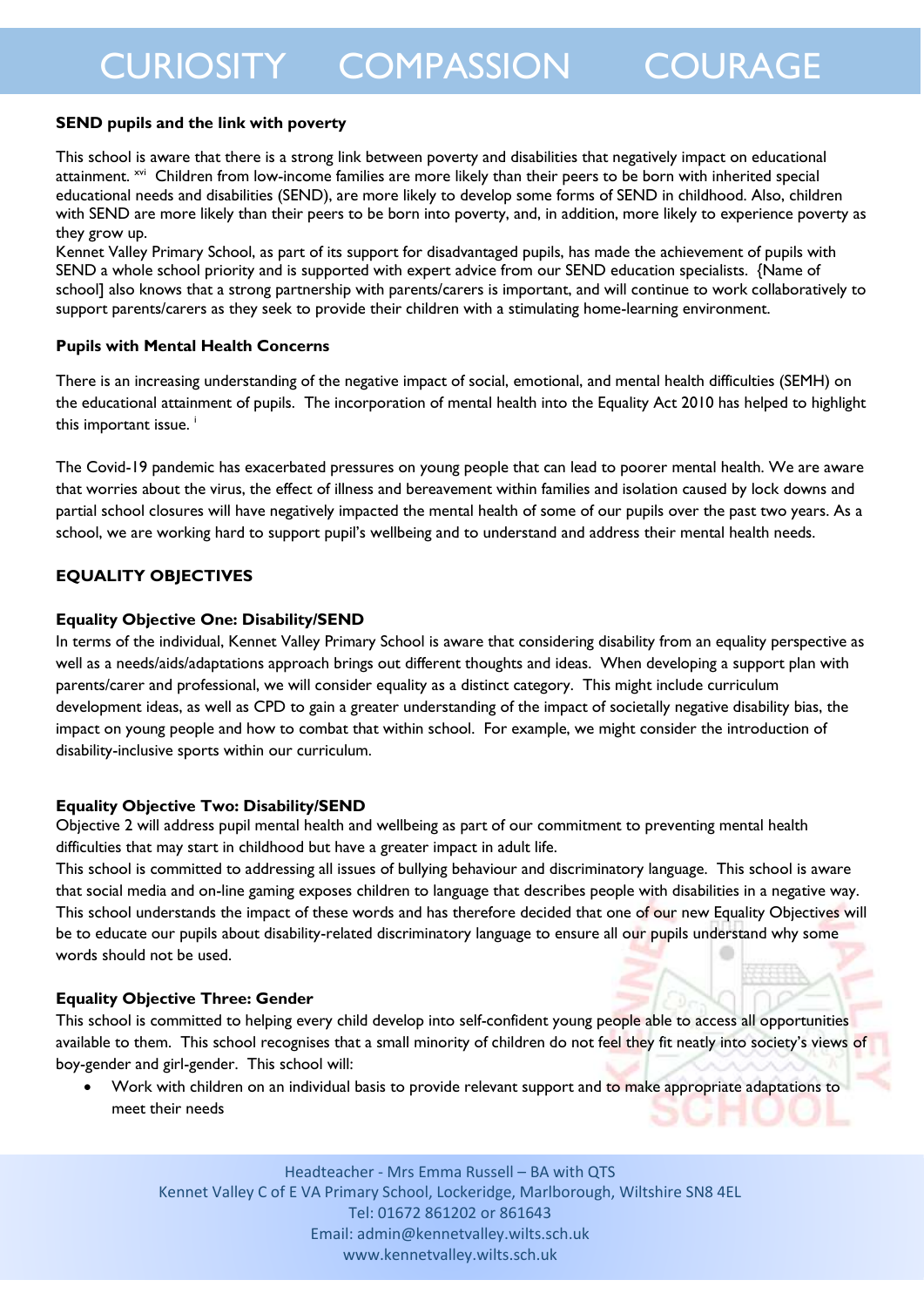**SEND pupils and the link with poverty**

This school is aware that there is a strong link between poverty and disabilities that negatively impact on educational attainment. [xvi] Children from low-income families are more likely than their peers to be born with inherited special educational needs and disabilities (SEND), are more likely to develop some forms of SEND in childhood. Also, children with SEND are more likely than their peers to be born into poverty, and, in addition, more likely to experience poverty as they grow up.
Kennet Valley Primary School, as part of its support for disadvantaged pupils, has made the achievement of pupils with SEND a whole school priority and is supported with expert advice from our SEND education specialists. {Name of school] also knows that a strong partnership with parents/carers is important, and will continue to work collaboratively to support parents/carers as they seek to provide their children with a stimulating home-learning environment.

**Pupils with Mental Health Concerns**

There is an increasing understanding of the negative impact of social, emotional, and mental health difficulties (SEMH) on the educational attainment of pupils. The incorporation of mental health into the Equality Act 2010 has helped to highlight this important issue. [i]

The Covid-19 pandemic has exacerbated pressures on young people that can lead to poorer mental health. We are aware that worries about the virus, the effect of illness and bereavement within families and isolation caused by lock downs and partial school closures will have negatively impacted the mental health of some of our pupils over the past two years. As a school, we are working hard to support pupil's wellbeing and to understand and address their mental health needs.

## EQUALITY OBJECTIVES

**Equality Objective One: Disability/SEND**
In terms of the individual, Kennet Valley Primary School is aware that considering disability from an equality perspective as well as a needs/aids/adaptations approach brings out different thoughts and ideas. When developing a support plan with parents/carer and professional, we will consider equality as a distinct category. This might include curriculum development ideas, as well as CPD to gain a greater understanding of the impact of societally negative disability bias, the impact on young people and how to combat that within school. For example, we might consider the introduction of disability-inclusive sports within our curriculum.

**Equality Objective Two: Disability/SEND**
Objective 2 will address pupil mental health and wellbeing as part of our commitment to preventing mental health difficulties that may start in childhood but have a greater impact in adult life.
This school is committed to addressing all issues of bullying behaviour and discriminatory language. This school is aware that social media and on-line gaming exposes children to language that describes people with disabilities in a negative way. This school understands the impact of these words and has therefore decided that one of our new Equality Objectives will be to educate our pupils about disability-related discriminatory language to ensure all our pupils understand why some words should not be used.

**Equality Objective Three: Gender**
This school is committed to helping every child develop into self-confident young people able to access all opportunities available to them. This school recognises that a small minority of children do not feel they fit neatly into society's views of boy-gender and girl-gender. This school will:

- Work with children on an individual basis to provide relevant support and to make appropriate adaptations to meet their needs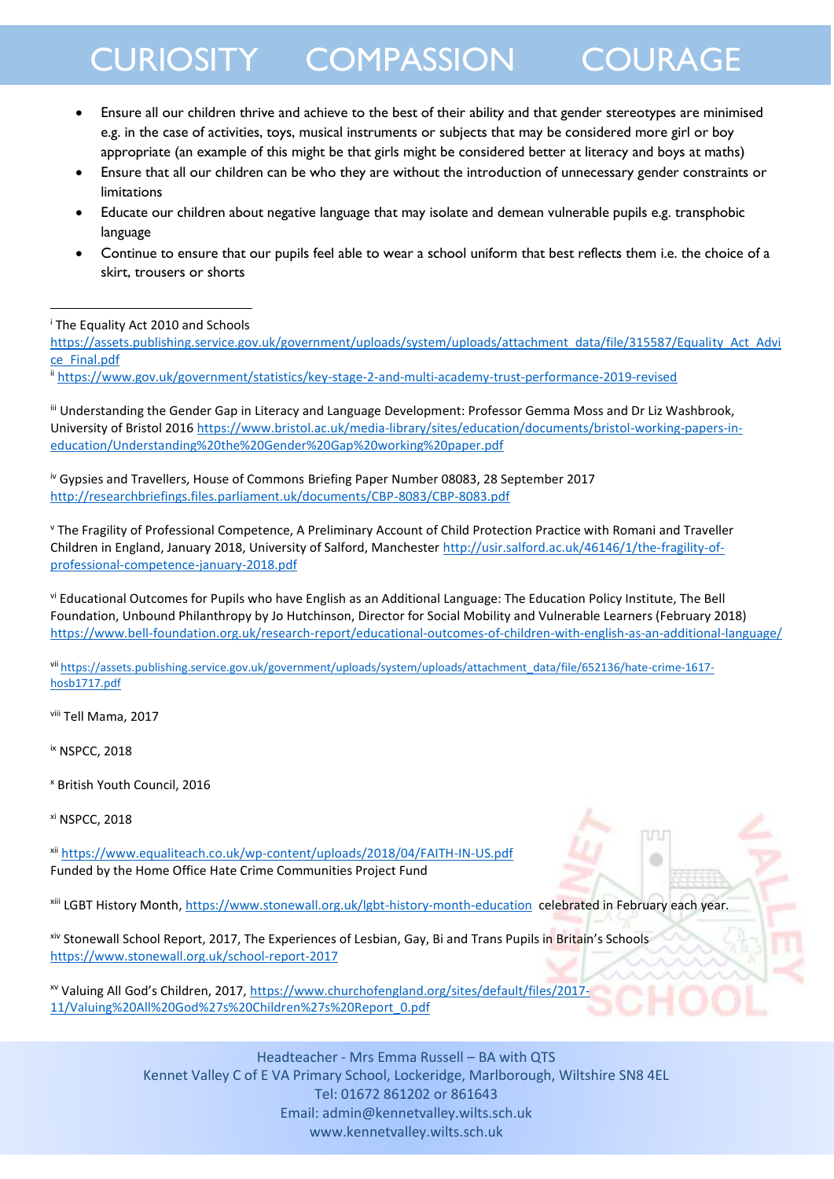- Ensure all our children thrive and achieve to the best of their ability and that gender stereotypes are minimised e.g. in the case of activities, toys, musical instruments or subjects that may be considered more girl or boy appropriate (an example of this might be that girls might be considered better at literacy and boys at maths)
- Ensure that all our children can be who they are without the introduction of unnecessary gender constraints or limitations
- Educate our children about negative language that may isolate and demean vulnerable pupils e.g. transphobic language
- Continue to ensure that our pupils feel able to wear a school uniform that best reflects them i.e. the choice of a skirt, trousers or shorts

---

[i] The Equality Act 2010 and Schools https://assets.publishing.service.gov.uk/government/uploads/system/uploads/attachment_data/file/315587/Equality_Act_Advice_Final.pdf

[ii] https://www.gov.uk/government/statistics/key-stage-2-and-multi-academy-trust-performance-2019-revised

[iii] Understanding the Gender Gap in Literacy and Language Development: Professor Gemma Moss and Dr Liz Washbrook, University of Bristol 2016 https://www.bristol.ac.uk/media-library/sites/education/documents/bristol-working-papers-in-education/Understanding%20the%20Gender%20Gap%20working%20paper.pdf

[iv] Gypsies and Travellers, House of Commons Briefing Paper Number 08083, 28 September 2017 http://researchbriefings.files.parliament.uk/documents/CBP-8083/CBP-8083.pdf

[v] The Fragility of Professional Competence, A Preliminary Account of Child Protection Practice with Romani and Traveller Children in England, January 2018, University of Salford, Manchester http://usir.salford.ac.uk/46146/1/the-fragility-of-professional-competence-january-2018.pdf

[vi] Educational Outcomes for Pupils who have English as an Additional Language: The Education Policy Institute, The Bell Foundation, Unbound Philanthropy by Jo Hutchinson, Director for Social Mobility and Vulnerable Learners (February 2018) https://www.bell-foundation.org.uk/research-report/educational-outcomes-of-children-with-english-as-an-additional-language/

[vii] https://assets.publishing.service.gov.uk/government/uploads/system/uploads/attachment_data/file/652136/hate-crime-1617-hosb1717.pdf

[viii] Tell Mama, 2017

[ix] NSPCC, 2018

[x] British Youth Council, 2016

[xi] NSPCC, 2018

[xii] https://www.equaliteach.co.uk/wp-content/uploads/2018/04/FAITH-IN-US.pdf Funded by the Home Office Hate Crime Communities Project Fund

[xiii] LGBT History Month, https://www.stonewall.org.uk/lgbt-history-month-education celebrated in February each year.

[xiv] Stonewall School Report, 2017, The Experiences of Lesbian, Gay, Bi and Trans Pupils in Britain's Schools https://www.stonewall.org.uk/school-report-2017

[xv] Valuing All God's Children, 2017, https://www.churchofengland.org/sites/default/files/2017-11/Valuing%20All%20God%27s%20Children%27s%20Report_0.pdf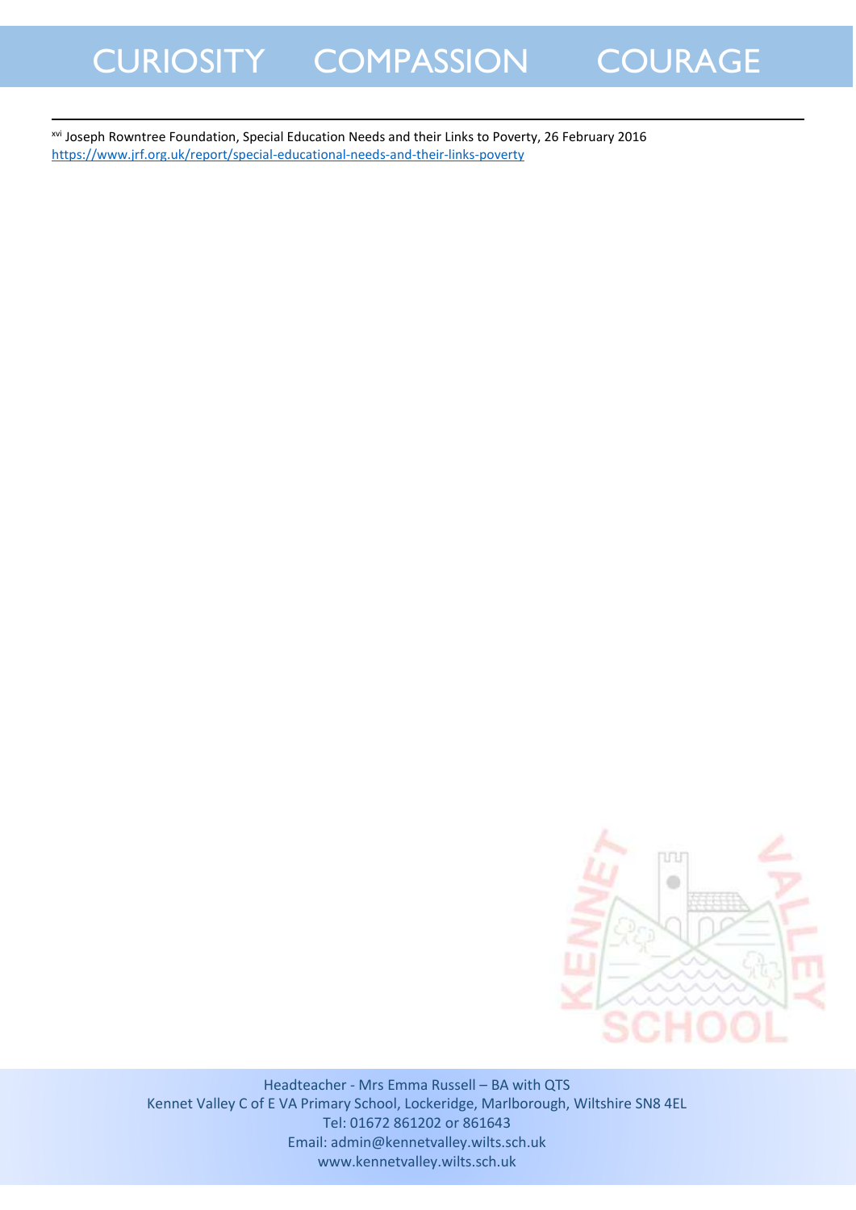[xvi] Joseph Rowntree Foundation, Special Education Needs and their Links to Poverty, 26 February 2016
https://www.jrf.org.uk/report/special-educational-needs-and-their-links-poverty